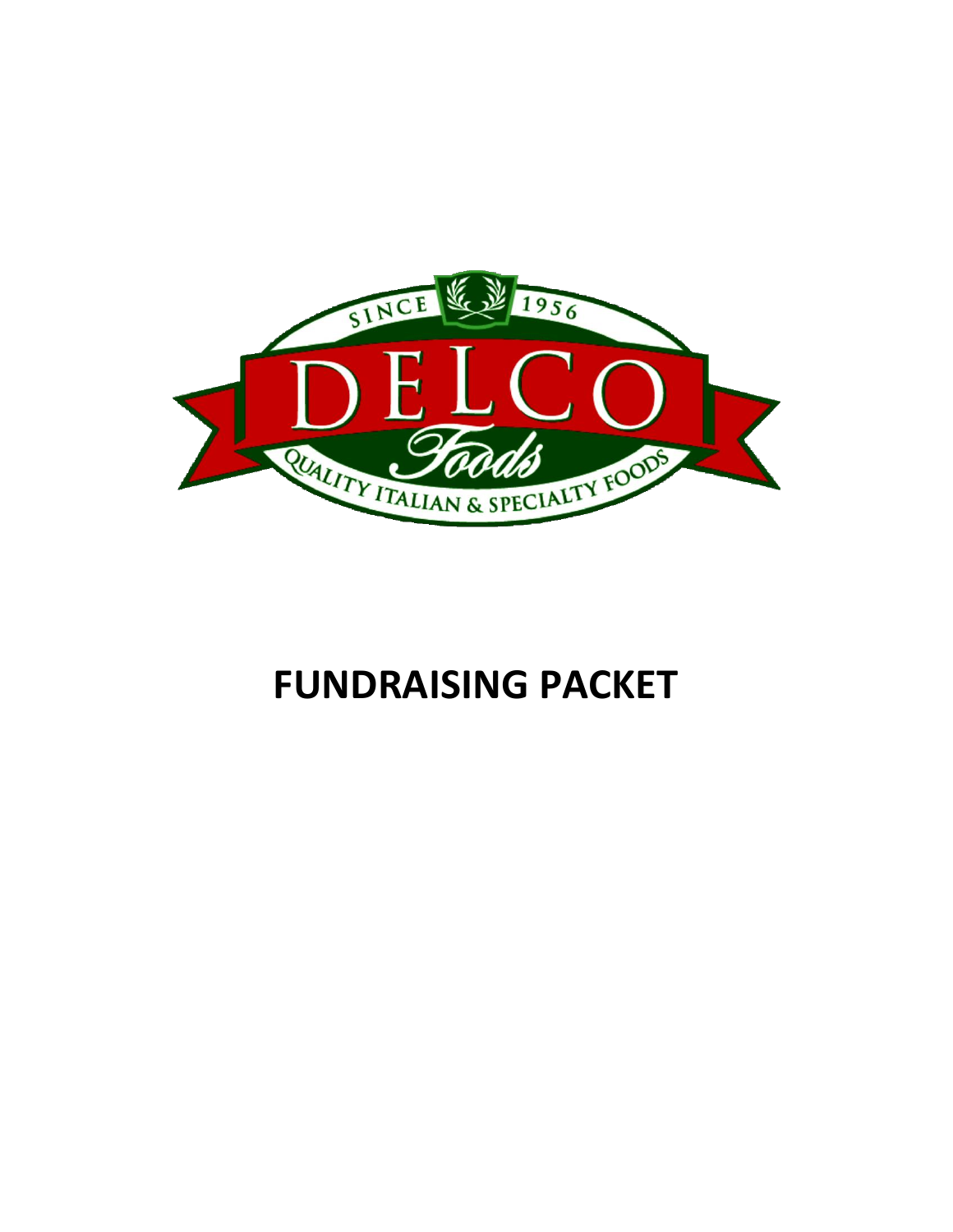SINCE 1956

DELCO

Foods

QUALITY ITALIAN & SPECIALTY FOODS

# FUNDRAISING PACKET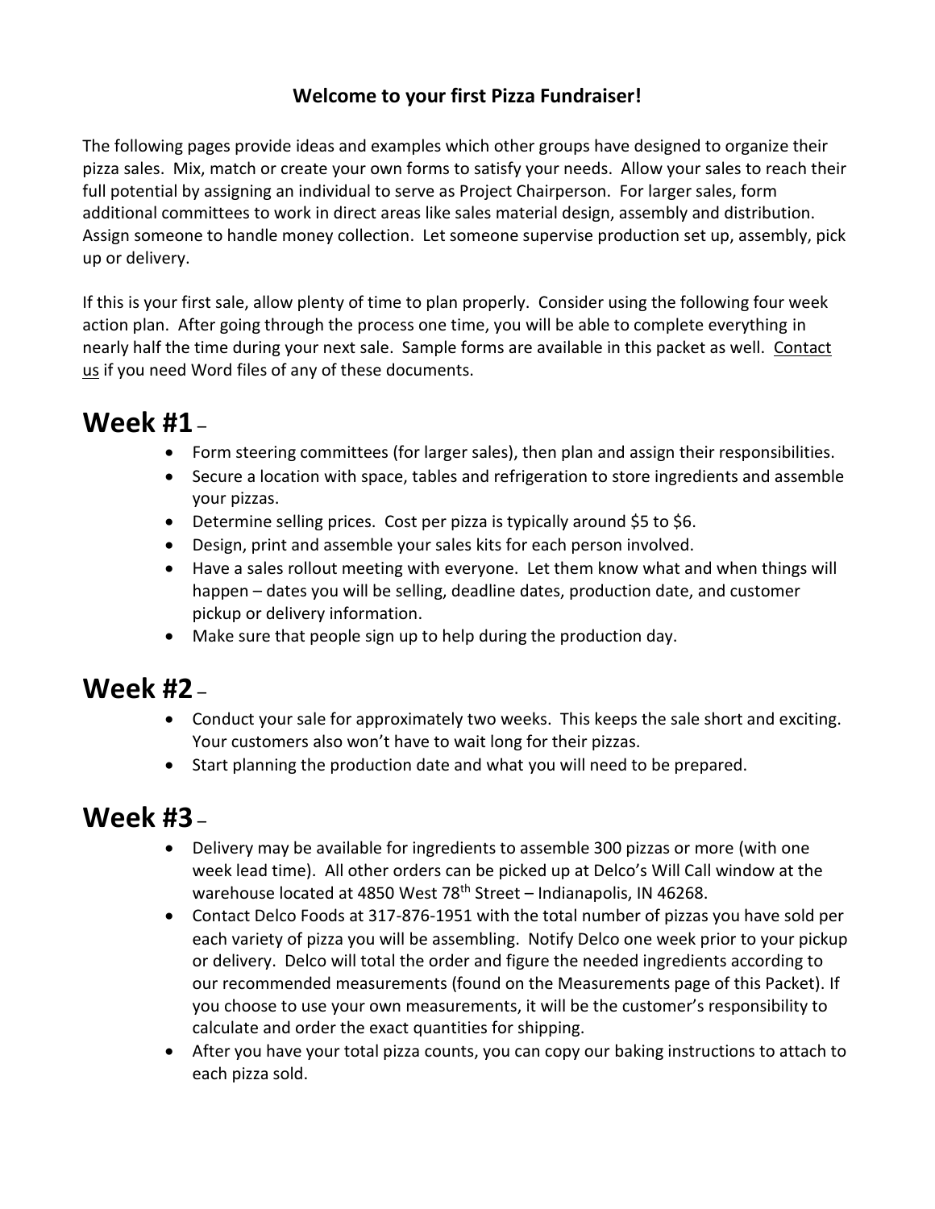**Welcome to your first Pizza Fundraiser!**

The following pages provide ideas and examples which other groups have designed to organize their pizza sales. Mix, match or create your own forms to satisfy your needs. Allow your sales to reach their full potential by assigning an individual to serve as Project Chairperson. For larger sales, form additional committees to work in direct areas like sales material design, assembly and distribution. Assign someone to handle money collection. Let someone supervise production set up, assembly, pick up or delivery.

If this is your first sale, allow plenty of time to plan properly. Consider using the following four week action plan. After going through the process one time, you will be able to complete everything in nearly half the time during your next sale. Sample forms are available in this packet as well. Contact us if you need Word files of any of these documents.

# Week #1 –

- Form steering committees (for larger sales), then plan and assign their responsibilities.
- Secure a location with space, tables and refrigeration to store ingredients and assemble your pizzas.
- Determine selling prices. Cost per pizza is typically around $5 to $6.
- Design, print and assemble your sales kits for each person involved.
- Have a sales rollout meeting with everyone. Let them know what and when things will happen – dates you will be selling, deadline dates, production date, and customer pickup or delivery information.
- Make sure that people sign up to help during the production day.

# Week #2 –

- Conduct your sale for approximately two weeks. This keeps the sale short and exciting. Your customers also won't have to wait long for their pizzas.
- Start planning the production date and what you will need to be prepared.

# Week #3 –

- Delivery may be available for ingredients to assemble 300 pizzas or more (with one week lead time). All other orders can be picked up at Delco's Will Call window at the warehouse located at 4850 West 78th Street – Indianapolis, IN 46268.
- Contact Delco Foods at 317-876-1951 with the total number of pizzas you have sold per each variety of pizza you will be assembling. Notify Delco one week prior to your pickup or delivery. Delco will total the order and figure the needed ingredients according to our recommended measurements (found on the Measurements page of this Packet). If you choose to use your own measurements, it will be the customer's responsibility to calculate and order the exact quantities for shipping.
- After you have your total pizza counts, you can copy our baking instructions to attach to each pizza sold.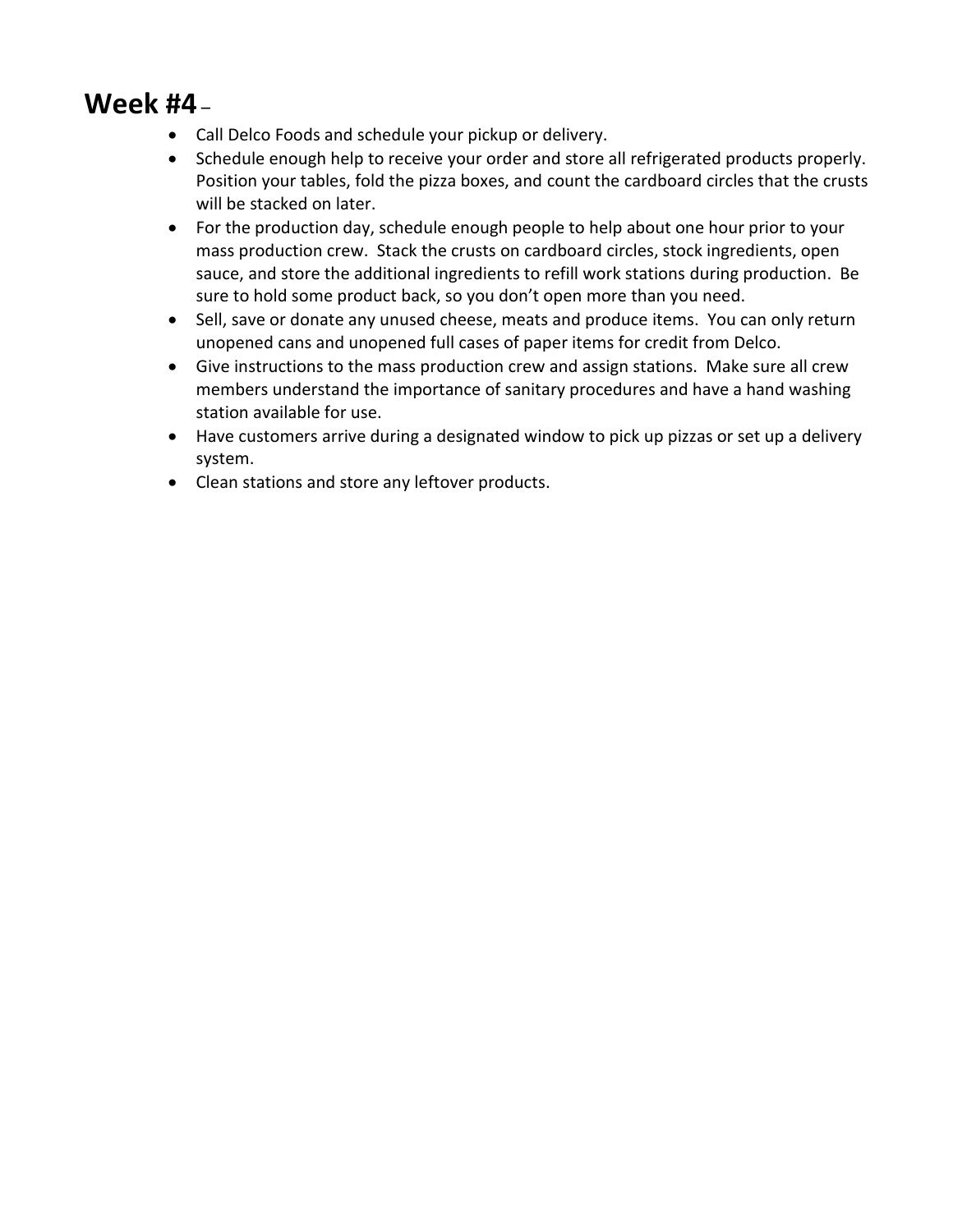## Week #4 –

- Call Delco Foods and schedule your pickup or delivery.
- Schedule enough help to receive your order and store all refrigerated products properly. Position your tables, fold the pizza boxes, and count the cardboard circles that the crusts will be stacked on later.
- For the production day, schedule enough people to help about one hour prior to your mass production crew. Stack the crusts on cardboard circles, stock ingredients, open sauce, and store the additional ingredients to refill work stations during production. Be sure to hold some product back, so you don't open more than you need.
- Sell, save or donate any unused cheese, meats and produce items. You can only return unopened cans and unopened full cases of paper items for credit from Delco.
- Give instructions to the mass production crew and assign stations. Make sure all crew members understand the importance of sanitary procedures and have a hand washing station available for use.
- Have customers arrive during a designated window to pick up pizzas or set up a delivery system.
- Clean stations and store any leftover products.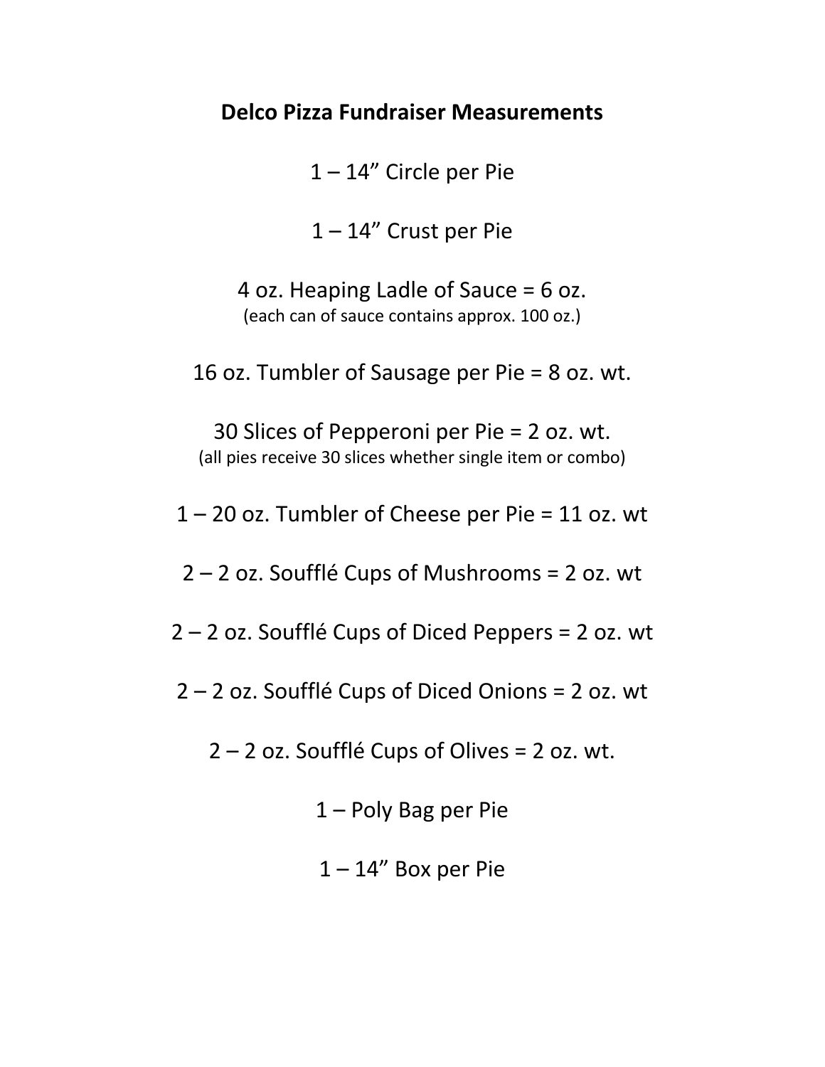## Delco Pizza Fundraiser Measurements

1 – 14” Circle per Pie

1 – 14” Crust per Pie

4 oz. Heaping Ladle of Sauce = 6 oz.
(each can of sauce contains approx. 100 oz.)

16 oz. Tumbler of Sausage per Pie = 8 oz. wt.

30 Slices of Pepperoni per Pie = 2 oz. wt.
(all pies receive 30 slices whether single item or combo)

1 – 20 oz. Tumbler of Cheese per Pie = 11 oz. wt

2 – 2 oz. Soufflé Cups of Mushrooms = 2 oz. wt

2 – 2 oz. Soufflé Cups of Diced Peppers = 2 oz. wt

2 – 2 oz. Soufflé Cups of Diced Onions = 2 oz. wt

2 – 2 oz. Soufflé Cups of Olives = 2 oz. wt.

1 – Poly Bag per Pie

1 – 14” Box per Pie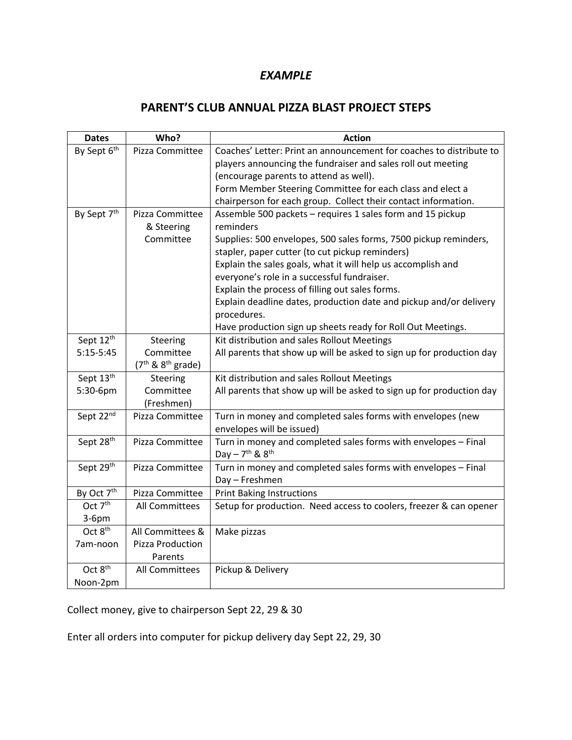*EXAMPLE*

## PARENT'S CLUB ANNUAL PIZZA BLAST PROJECT STEPS

| Dates | Who? | Action |
|---|---|---|
| By Sept 6th | Pizza Committee | Coaches' Letter: Print an announcement for coaches to distribute to players announcing the fundraiser and sales roll out meeting (encourage parents to attend as well).<br>Form Member Steering Committee for each class and elect a chairperson for each group. Collect their contact information. |
| By Sept 7th | Pizza Committee & Steering Committee | Assemble 500 packets – requires 1 sales form and 15 pickup reminders<br>Supplies: 500 envelopes, 500 sales forms, 7500 pickup reminders, stapler, paper cutter (to cut pickup reminders)<br>Explain the sales goals, what it will help us accomplish and everyone's role in a successful fundraiser.<br>Explain the process of filling out sales forms.<br>Explain deadline dates, production date and pickup and/or delivery procedures.<br>Have production sign up sheets ready for Roll Out Meetings. |
| Sept 12th 5:15-5:45 | Steering Committee (7th & 8th grade) | Kit distribution and sales Rollout Meetings<br>All parents that show up will be asked to sign up for production day |
| Sept 13th 5:30-6pm | Steering Committee (Freshmen) | Kit distribution and sales Rollout Meetings<br>All parents that show up will be asked to sign up for production day |
| Sept 22nd | Pizza Committee | Turn in money and completed sales forms with envelopes (new envelopes will be issued) |
| Sept 28th | Pizza Committee | Turn in money and completed sales forms with envelopes – Final Day – 7th & 8th |
| Sept 29th | Pizza Committee | Turn in money and completed sales forms with envelopes – Final Day – Freshmen |
| By Oct 7th | Pizza Committee | Print Baking Instructions |
| Oct 7th 3-6pm | All Committees | Setup for production. Need access to coolers, freezer & can opener |
| Oct 8th 7am-noon | All Committees & Pizza Production Parents | Make pizzas |
| Oct 8th Noon-2pm | All Committees | Pickup & Delivery |

Collect money, give to chairperson Sept 22, 29 & 30

Enter all orders into computer for pickup delivery day Sept 22, 29, 30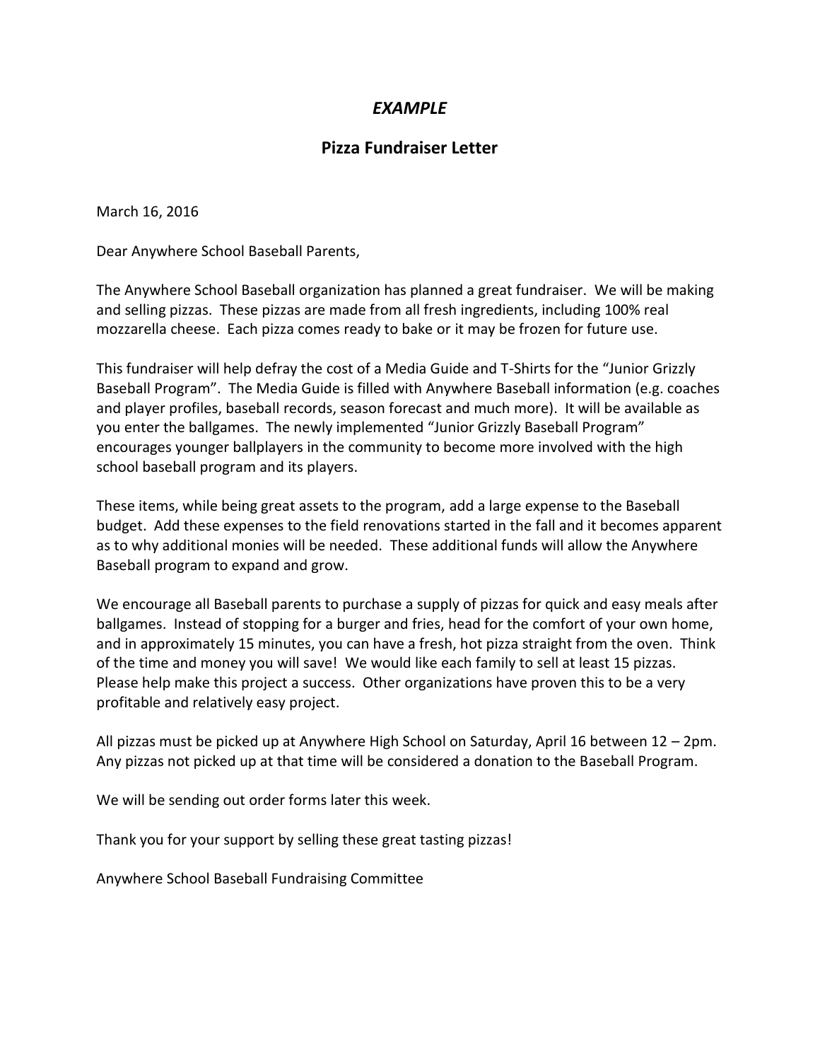## *EXAMPLE*

## Pizza Fundraiser Letter

March 16, 2016

Dear Anywhere School Baseball Parents,

The Anywhere School Baseball organization has planned a great fundraiser. We will be making and selling pizzas. These pizzas are made from all fresh ingredients, including 100% real mozzarella cheese. Each pizza comes ready to bake or it may be frozen for future use.

This fundraiser will help defray the cost of a Media Guide and T-Shirts for the "Junior Grizzly Baseball Program". The Media Guide is filled with Anywhere Baseball information (e.g. coaches and player profiles, baseball records, season forecast and much more). It will be available as you enter the ballgames. The newly implemented "Junior Grizzly Baseball Program" encourages younger ballplayers in the community to become more involved with the high school baseball program and its players.

These items, while being great assets to the program, add a large expense to the Baseball budget. Add these expenses to the field renovations started in the fall and it becomes apparent as to why additional monies will be needed. These additional funds will allow the Anywhere Baseball program to expand and grow.

We encourage all Baseball parents to purchase a supply of pizzas for quick and easy meals after ballgames. Instead of stopping for a burger and fries, head for the comfort of your own home, and in approximately 15 minutes, you can have a fresh, hot pizza straight from the oven. Think of the time and money you will save! We would like each family to sell at least 15 pizzas. Please help make this project a success. Other organizations have proven this to be a very profitable and relatively easy project.

All pizzas must be picked up at Anywhere High School on Saturday, April 16 between 12 – 2pm. Any pizzas not picked up at that time will be considered a donation to the Baseball Program.

We will be sending out order forms later this week.

Thank you for your support by selling these great tasting pizzas!

Anywhere School Baseball Fundraising Committee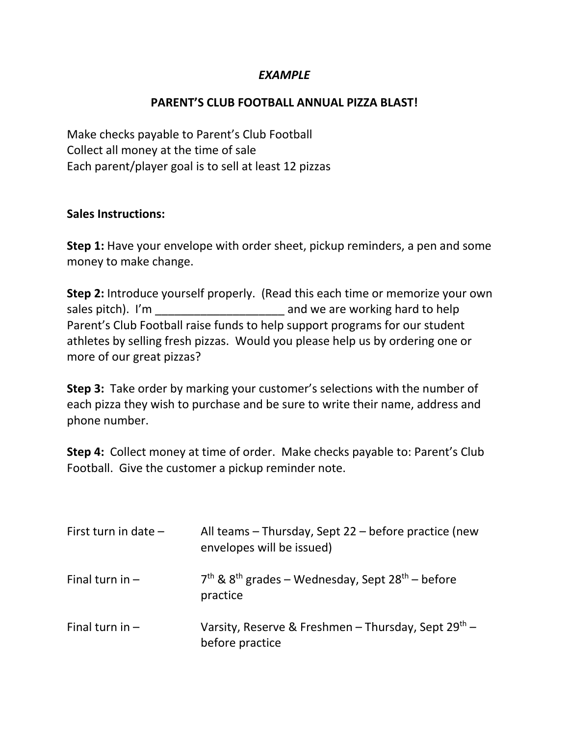*EXAMPLE*

## PARENT'S CLUB FOOTBALL ANNUAL PIZZA BLAST!

Make checks payable to Parent's Club Football
Collect all money at the time of sale
Each parent/player goal is to sell at least 12 pizzas

**Sales Instructions:**

**Step 1:** Have your envelope with order sheet, pickup reminders, a pen and some money to make change.

**Step 2:** Introduce yourself properly. (Read this each time or memorize your own sales pitch). I'm ____________________ and we are working hard to help Parent's Club Football raise funds to help support programs for our student athletes by selling fresh pizzas. Would you please help us by ordering one or more of our great pizzas?

**Step 3:** Take order by marking your customer's selections with the number of each pizza they wish to purchase and be sure to write their name, address and phone number.

**Step 4:** Collect money at time of order. Make checks payable to: Parent's Club Football. Give the customer a pickup reminder note.

| | |
|---|---|
| First turn in date – | All teams – Thursday, Sept 22 – before practice (new envelopes will be issued) |
| Final turn in – | 7th & 8th grades – Wednesday, Sept 28th – before practice |
| Final turn in – | Varsity, Reserve & Freshmen – Thursday, Sept 29th – before practice |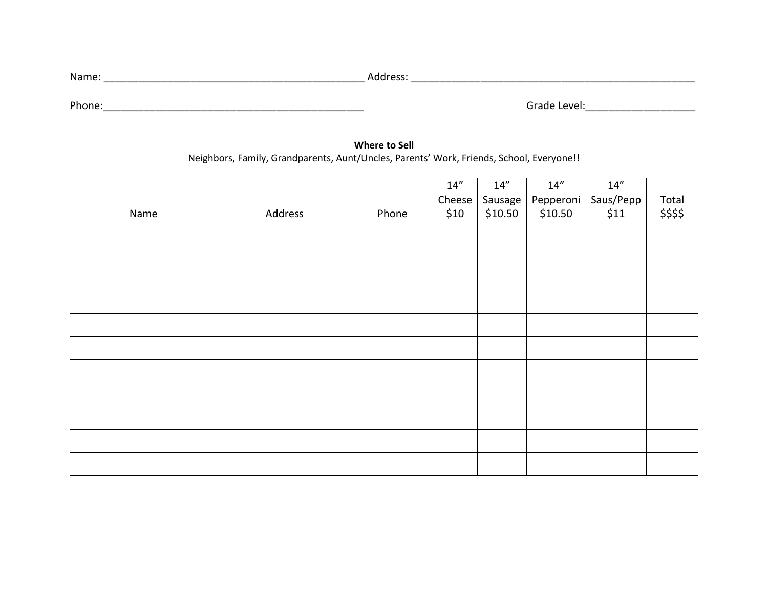Name: _______________________________________________ Address: ___________________________________________________

Phone:_______________________________________________ Grade Level:___________________

**Where to Sell**

Neighbors, Family, Grandparents, Aunt/Uncles, Parents' Work, Friends, School, Everyone!!

| Name | Address | Phone | 14" Cheese $10 | 14" Sausage $10.50 | 14" Pepperoni $10.50 | 14" Saus/Pepp $11 | Total $$$$ |
|---|---|---|---|---|---|---|---|
| | | | | | | | |
| | | | | | | | |
| | | | | | | | |
| | | | | | | | |
| | | | | | | | |
| | | | | | | | |
| | | | | | | | |
| | | | | | | | |
| | | | | | | | |
| | | | | | | | |
| | | | | | | | |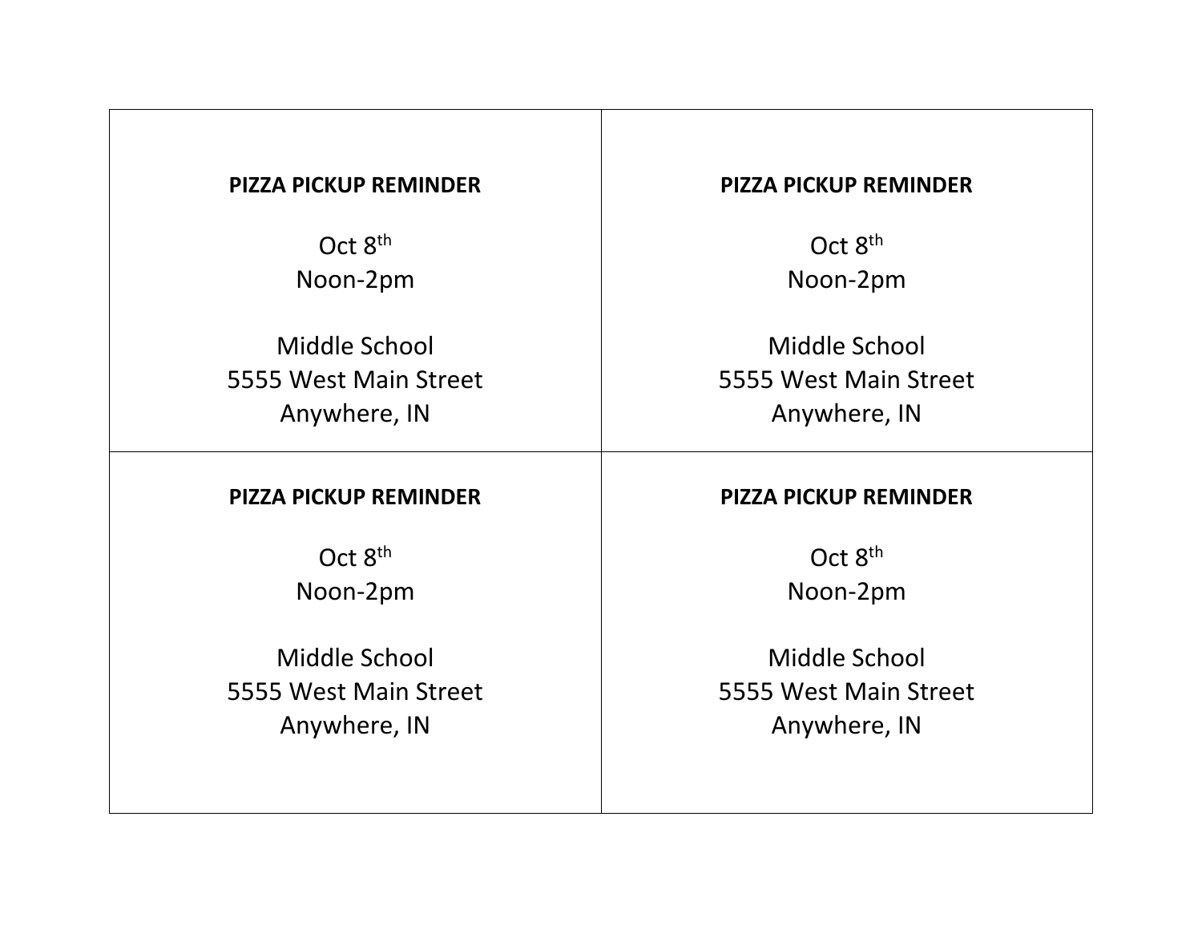| **PIZZA PICKUP REMINDER**<br><br>Oct 8th<br>Noon-2pm<br><br>Middle School<br>5555 West Main Street<br>Anywhere, IN | **PIZZA PICKUP REMINDER**<br><br>Oct 8th<br>Noon-2pm<br><br>Middle School<br>5555 West Main Street<br>Anywhere, IN |
| --- | --- |
| **PIZZA PICKUP REMINDER**<br><br>Oct 8th<br>Noon-2pm<br><br>Middle School<br>5555 West Main Street<br>Anywhere, IN | **PIZZA PICKUP REMINDER**<br><br>Oct 8th<br>Noon-2pm<br><br>Middle School<br>5555 West Main Street<br>Anywhere, IN |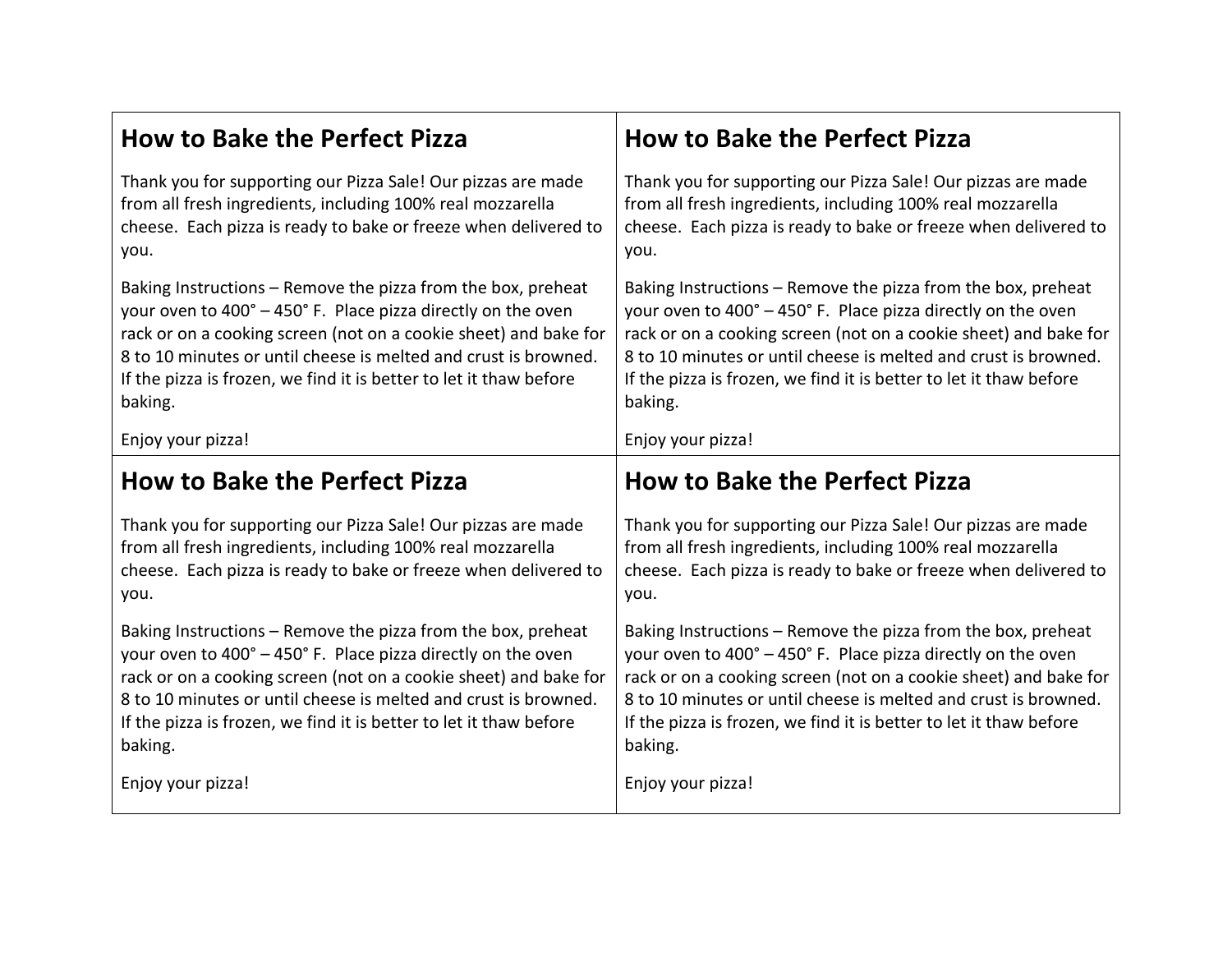## How to Bake the Perfect Pizza

Thank you for supporting our Pizza Sale! Our pizzas are made from all fresh ingredients, including 100% real mozzarella cheese. Each pizza is ready to bake or freeze when delivered to you.

Baking Instructions – Remove the pizza from the box, preheat your oven to 400˚ – 450˚ F. Place pizza directly on the oven rack or on a cooking screen (not on a cookie sheet) and bake for 8 to 10 minutes or until cheese is melted and crust is browned. If the pizza is frozen, we find it is better to let it thaw before baking.

Enjoy your pizza!

## How to Bake the Perfect Pizza

Thank you for supporting our Pizza Sale! Our pizzas are made from all fresh ingredients, including 100% real mozzarella cheese. Each pizza is ready to bake or freeze when delivered to you.

Baking Instructions – Remove the pizza from the box, preheat your oven to 400˚ – 450˚ F. Place pizza directly on the oven rack or on a cooking screen (not on a cookie sheet) and bake for 8 to 10 minutes or until cheese is melted and crust is browned. If the pizza is frozen, we find it is better to let it thaw before baking.

Enjoy your pizza!

## How to Bake the Perfect Pizza

Thank you for supporting our Pizza Sale! Our pizzas are made from all fresh ingredients, including 100% real mozzarella cheese. Each pizza is ready to bake or freeze when delivered to you.

Baking Instructions – Remove the pizza from the box, preheat your oven to 400˚ – 450˚ F. Place pizza directly on the oven rack or on a cooking screen (not on a cookie sheet) and bake for 8 to 10 minutes or until cheese is melted and crust is browned. If the pizza is frozen, we find it is better to let it thaw before baking.

Enjoy your pizza!

## How to Bake the Perfect Pizza

Thank you for supporting our Pizza Sale! Our pizzas are made from all fresh ingredients, including 100% real mozzarella cheese. Each pizza is ready to bake or freeze when delivered to you.

Baking Instructions – Remove the pizza from the box, preheat your oven to 400˚ – 450˚ F. Place pizza directly on the oven rack or on a cooking screen (not on a cookie sheet) and bake for 8 to 10 minutes or until cheese is melted and crust is browned. If the pizza is frozen, we find it is better to let it thaw before baking.

Enjoy your pizza!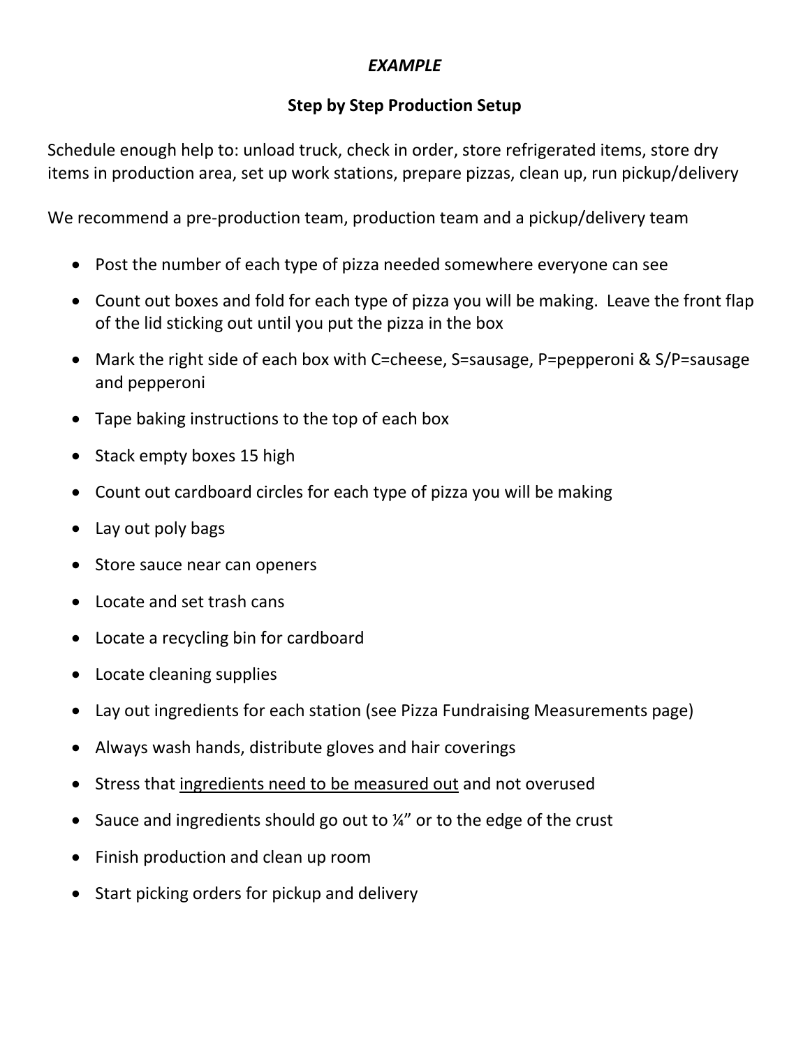*EXAMPLE*

**Step by Step Production Setup**

Schedule enough help to: unload truck, check in order, store refrigerated items, store dry items in production area, set up work stations, prepare pizzas, clean up, run pickup/delivery

We recommend a pre-production team, production team and a pickup/delivery team

- Post the number of each type of pizza needed somewhere everyone can see
- Count out boxes and fold for each type of pizza you will be making. Leave the front flap of the lid sticking out until you put the pizza in the box
- Mark the right side of each box with C=cheese, S=sausage, P=pepperoni & S/P=sausage and pepperoni
- Tape baking instructions to the top of each box
- Stack empty boxes 15 high
- Count out cardboard circles for each type of pizza you will be making
- Lay out poly bags
- Store sauce near can openers
- Locate and set trash cans
- Locate a recycling bin for cardboard
- Locate cleaning supplies
- Lay out ingredients for each station (see Pizza Fundraising Measurements page)
- Always wash hands, distribute gloves and hair coverings
- Stress that <u>ingredients need to be measured out</u> and not overused
- Sauce and ingredients should go out to ¼” or to the edge of the crust
- Finish production and clean up room
- Start picking orders for pickup and delivery